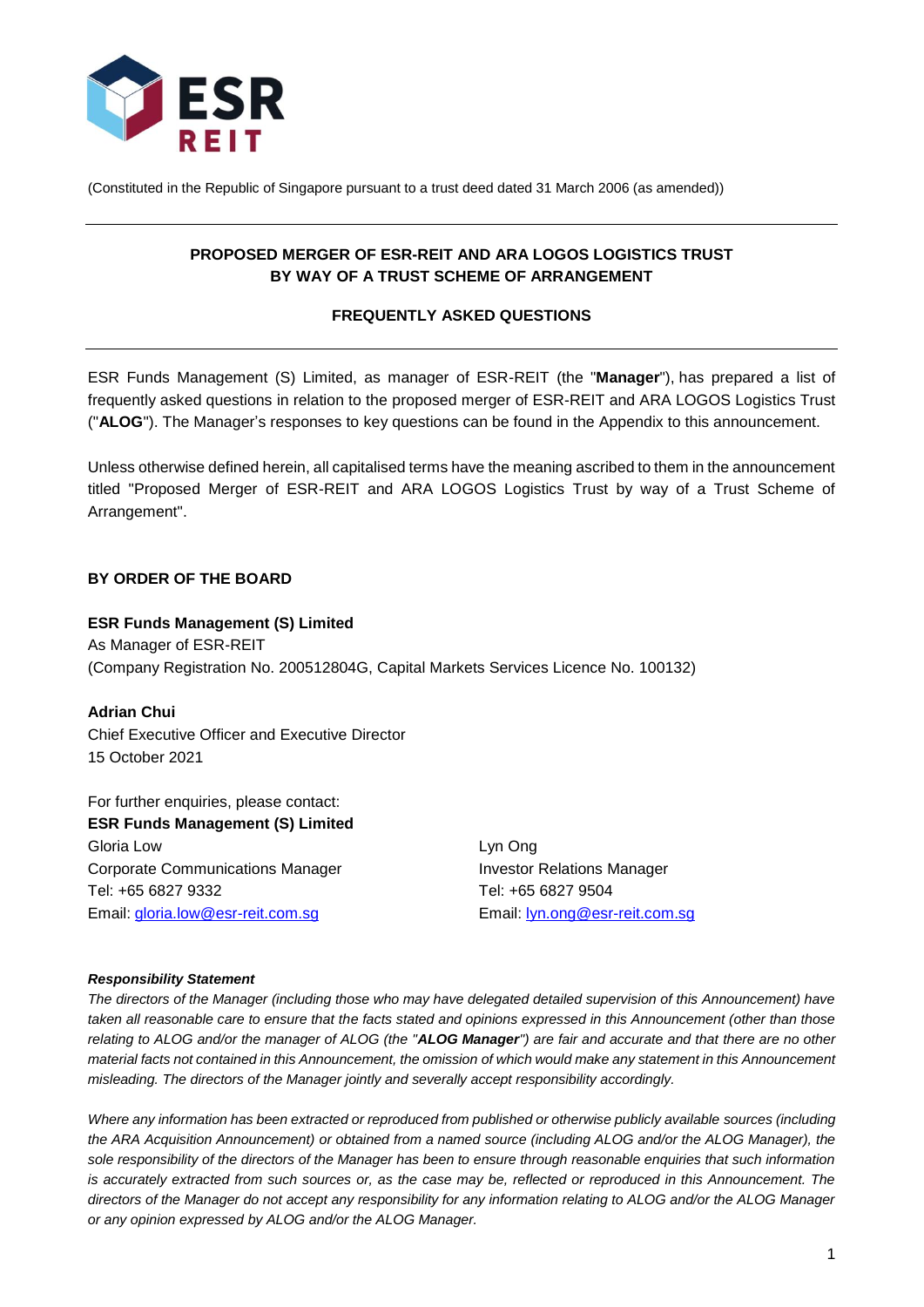ESR REIT

(Constituted in the Republic of Singapore pursuant to a trust deed dated 31 March 2006 (as amended))

---

**PROPOSED MERGER OF ESR-REIT AND ARA LOGOS LOGISTICS TRUST BY WAY OF A TRUST SCHEME OF ARRANGEMENT**

**FREQUENTLY ASKED QUESTIONS**

---

ESR Funds Management (S) Limited, as manager of ESR-REIT (the "**Manager**"), has prepared a list of frequently asked questions in relation to the proposed merger of ESR-REIT and ARA LOGOS Logistics Trust ("**ALOG**"). The Manager's responses to key questions can be found in the Appendix to this announcement.

Unless otherwise defined herein, all capitalised terms have the meaning ascribed to them in the announcement titled "Proposed Merger of ESR-REIT and ARA LOGOS Logistics Trust by way of a Trust Scheme of Arrangement".

**BY ORDER OF THE BOARD**

**ESR Funds Management (S) Limited**
As Manager of ESR-REIT
(Company Registration No. 200512804G, Capital Markets Services Licence No. 100132)

**Adrian Chui**
Chief Executive Officer and Executive Director
15 October 2021

For further enquiries, please contact:
**ESR Funds Management (S) Limited**

Gloria Low
Corporate Communications Manager
Tel: +65 6827 9332
Email: gloria.low@esr-reit.com.sg

Lyn Ong
Investor Relations Manager
Tel: +65 6827 9504
Email: lyn.ong@esr-reit.com.sg

***Responsibility Statement***

*The directors of the Manager (including those who may have delegated detailed supervision of this Announcement) have taken all reasonable care to ensure that the facts stated and opinions expressed in this Announcement (other than those relating to ALOG and/or the manager of ALOG (the "**ALOG Manager**") are fair and accurate and that there are no other material facts not contained in this Announcement, the omission of which would make any statement in this Announcement misleading. The directors of the Manager jointly and severally accept responsibility accordingly.*

*Where any information has been extracted or reproduced from published or otherwise publicly available sources (including the ARA Acquisition Announcement) or obtained from a named source (including ALOG and/or the ALOG Manager), the sole responsibility of the directors of the Manager has been to ensure through reasonable enquiries that such information is accurately extracted from such sources or, as the case may be, reflected or reproduced in this Announcement. The directors of the Manager do not accept any responsibility for any information relating to ALOG and/or the ALOG Manager or any opinion expressed by ALOG and/or the ALOG Manager.*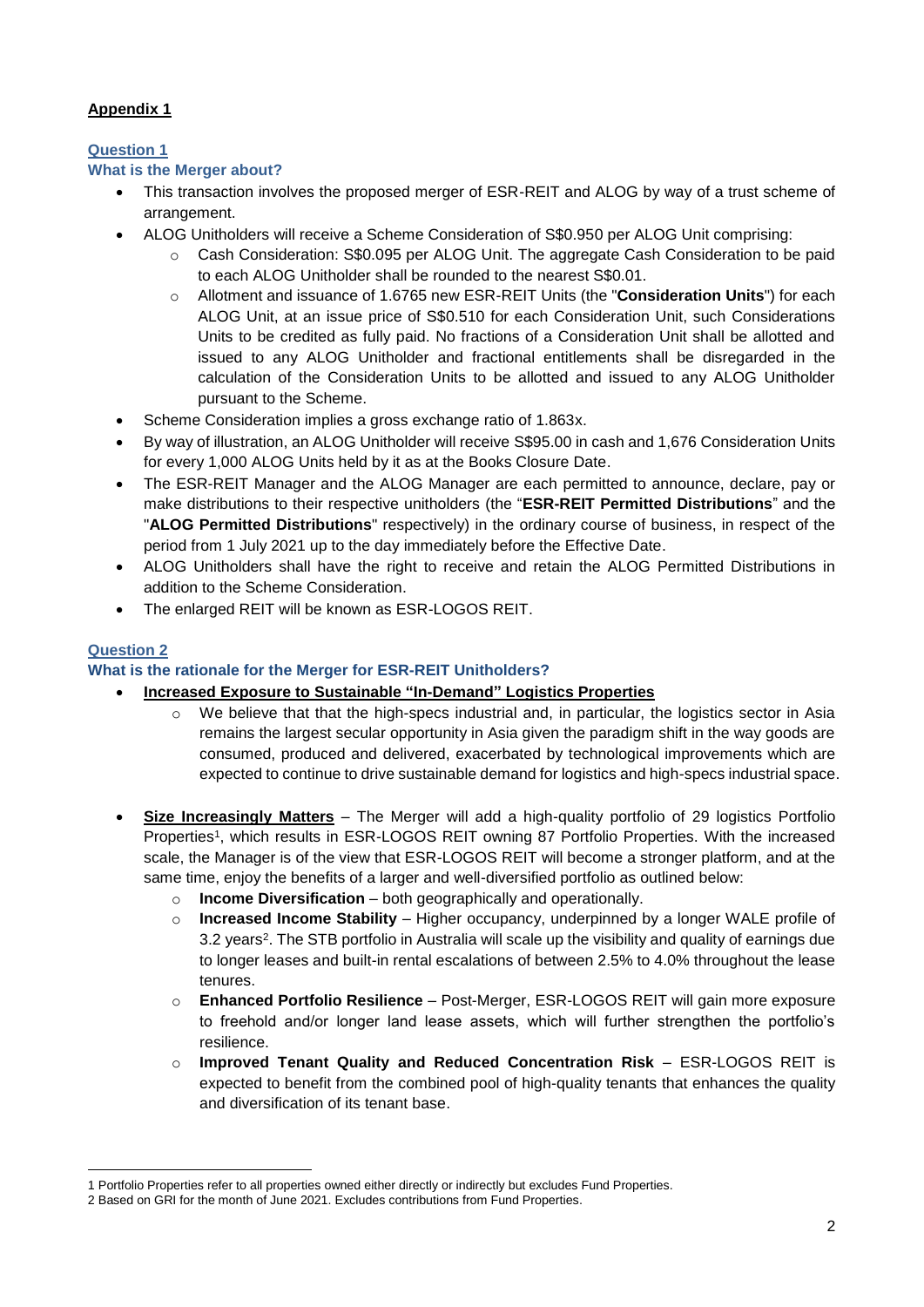**Appendix 1**

### Question 1

### What is the Merger about?

- This transaction involves the proposed merger of ESR-REIT and ALOG by way of a trust scheme of arrangement.
- ALOG Unitholders will receive a Scheme Consideration of S$0.950 per ALOG Unit comprising:
  - Cash Consideration: S$0.095 per ALOG Unit. The aggregate Cash Consideration to be paid to each ALOG Unitholder shall be rounded to the nearest S$0.01.
  - Allotment and issuance of 1.6765 new ESR-REIT Units (the "**Consideration Units**") for each ALOG Unit, at an issue price of S$0.510 for each Consideration Unit, such Considerations Units to be credited as fully paid. No fractions of a Consideration Unit shall be allotted and issued to any ALOG Unitholder and fractional entitlements shall be disregarded in the calculation of the Consideration Units to be allotted and issued to any ALOG Unitholder pursuant to the Scheme.
- Scheme Consideration implies a gross exchange ratio of 1.863x.
- By way of illustration, an ALOG Unitholder will receive S$95.00 in cash and 1,676 Consideration Units for every 1,000 ALOG Units held by it as at the Books Closure Date.
- The ESR-REIT Manager and the ALOG Manager are each permitted to announce, declare, pay or make distributions to their respective unitholders (the "**ESR-REIT Permitted Distributions**" and the "**ALOG Permitted Distributions**" respectively) in the ordinary course of business, in respect of the period from 1 July 2021 up to the day immediately before the Effective Date.
- ALOG Unitholders shall have the right to receive and retain the ALOG Permitted Distributions in addition to the Scheme Consideration.
- The enlarged REIT will be known as ESR-LOGOS REIT.

### Question 2

### What is the rationale for the Merger for ESR-REIT Unitholders?

- **Increased Exposure to Sustainable "In-Demand" Logistics Properties**
  - We believe that that the high-specs industrial and, in particular, the logistics sector in Asia remains the largest secular opportunity in Asia given the paradigm shift in the way goods are consumed, produced and delivered, exacerbated by technological improvements which are expected to continue to drive sustainable demand for logistics and high-specs industrial space.
- **Size Increasingly Matters** – The Merger will add a high-quality portfolio of 29 logistics Portfolio Properties[1], which results in ESR-LOGOS REIT owning 87 Portfolio Properties. With the increased scale, the Manager is of the view that ESR-LOGOS REIT will become a stronger platform, and at the same time, enjoy the benefits of a larger and well-diversified portfolio as outlined below:
  - **Income Diversification** – both geographically and operationally.
  - **Increased Income Stability** – Higher occupancy, underpinned by a longer WALE profile of 3.2 years[2]. The STB portfolio in Australia will scale up the visibility and quality of earnings due to longer leases and built-in rental escalations of between 2.5% to 4.0% throughout the lease tenures.
  - **Enhanced Portfolio Resilience** – Post-Merger, ESR-LOGOS REIT will gain more exposure to freehold and/or longer land lease assets, which will further strengthen the portfolio's resilience.
  - **Improved Tenant Quality and Reduced Concentration Risk** – ESR-LOGOS REIT is expected to benefit from the combined pool of high-quality tenants that enhances the quality and diversification of its tenant base.

---

1 Portfolio Properties refer to all properties owned either directly or indirectly but excludes Fund Properties.

2 Based on GRI for the month of June 2021. Excludes contributions from Fund Properties.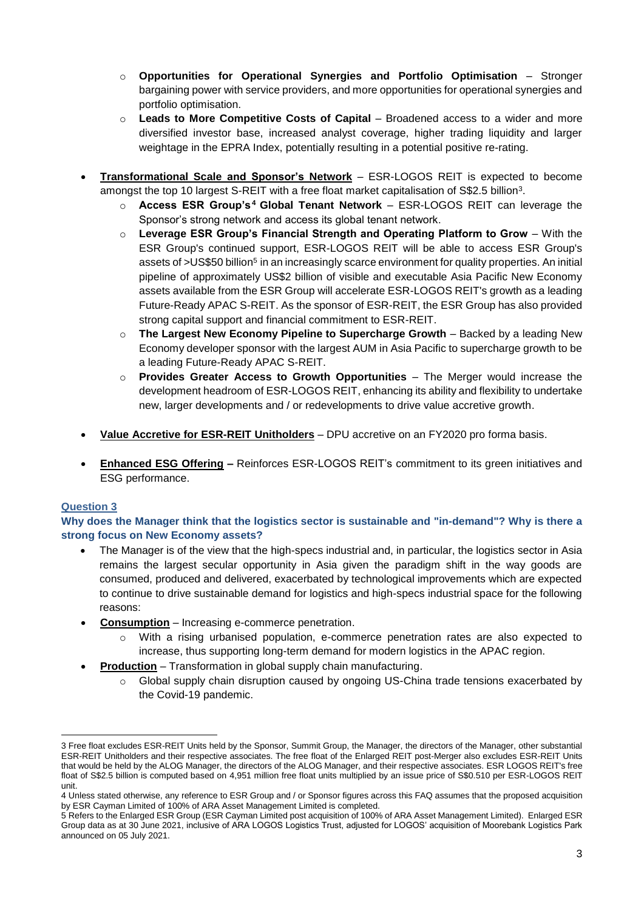- **Opportunities for Operational Synergies and Portfolio Optimisation** – Stronger bargaining power with service providers, and more opportunities for operational synergies and portfolio optimisation.
  - **Leads to More Competitive Costs of Capital** – Broadened access to a wider and more diversified investor base, increased analyst coverage, higher trading liquidity and larger weightage in the EPRA Index, potentially resulting in a potential positive re-rating.

- **Transformational Scale and Sponsor's Network** – ESR-LOGOS REIT is expected to become amongst the top 10 largest S-REIT with a free float market capitalisation of S$2.5 billion[3].
  - **Access ESR Group's[4] Global Tenant Network** – ESR-LOGOS REIT can leverage the Sponsor's strong network and access its global tenant network.
  - **Leverage ESR Group's Financial Strength and Operating Platform to Grow** – With the ESR Group's continued support, ESR-LOGOS REIT will be able to access ESR Group's assets of >US$50 billion[5] in an increasingly scarce environment for quality properties. An initial pipeline of approximately US$2 billion of visible and executable Asia Pacific New Economy assets available from the ESR Group will accelerate ESR-LOGOS REIT's growth as a leading Future-Ready APAC S-REIT. As the sponsor of ESR-REIT, the ESR Group has also provided strong capital support and financial commitment to ESR-REIT.
  - **The Largest New Economy Pipeline to Supercharge Growth** – Backed by a leading New Economy developer sponsor with the largest AUM in Asia Pacific to supercharge growth to be a leading Future-Ready APAC S-REIT.
  - **Provides Greater Access to Growth Opportunities** – The Merger would increase the development headroom of ESR-LOGOS REIT, enhancing its ability and flexibility to undertake new, larger developments and / or redevelopments to drive value accretive growth.

- **Value Accretive for ESR-REIT Unitholders** – DPU accretive on an FY2020 pro forma basis.

- **Enhanced ESG Offering –** Reinforces ESR-LOGOS REIT's commitment to its green initiatives and ESG performance.

### Question 3

**Why does the Manager think that the logistics sector is sustainable and "in-demand"? Why is there a strong focus on New Economy assets?**

- The Manager is of the view that the high-specs industrial and, in particular, the logistics sector in Asia remains the largest secular opportunity in Asia given the paradigm shift in the way goods are consumed, produced and delivered, exacerbated by technological improvements which are expected to continue to drive sustainable demand for logistics and high-specs industrial space for the following reasons:
- **Consumption** – Increasing e-commerce penetration.
  - With a rising urbanised population, e-commerce penetration rates are also expected to increase, thus supporting long-term demand for modern logistics in the APAC region.
- **Production** – Transformation in global supply chain manufacturing.
  - Global supply chain disruption caused by ongoing US-China trade tensions exacerbated by the Covid-19 pandemic.

---

3 Free float excludes ESR-REIT Units held by the Sponsor, Summit Group, the Manager, the directors of the Manager, other substantial ESR-REIT Unitholders and their respective associates. The free float of the Enlarged REIT post-Merger also excludes ESR-REIT Units that would be held by the ALOG Manager, the directors of the ALOG Manager, and their respective associates. ESR LOGOS REIT's free float of S$2.5 billion is computed based on 4,951 million free float units multiplied by an issue price of S$0.510 per ESR-LOGOS REIT unit.

4 Unless stated otherwise, any reference to ESR Group and / or Sponsor figures across this FAQ assumes that the proposed acquisition by ESR Cayman Limited of 100% of ARA Asset Management Limited is completed.

5 Refers to the Enlarged ESR Group (ESR Cayman Limited post acquisition of 100% of ARA Asset Management Limited). Enlarged ESR Group data as at 30 June 2021, inclusive of ARA LOGOS Logistics Trust, adjusted for LOGOS' acquisition of Moorebank Logistics Park announced on 05 July 2021.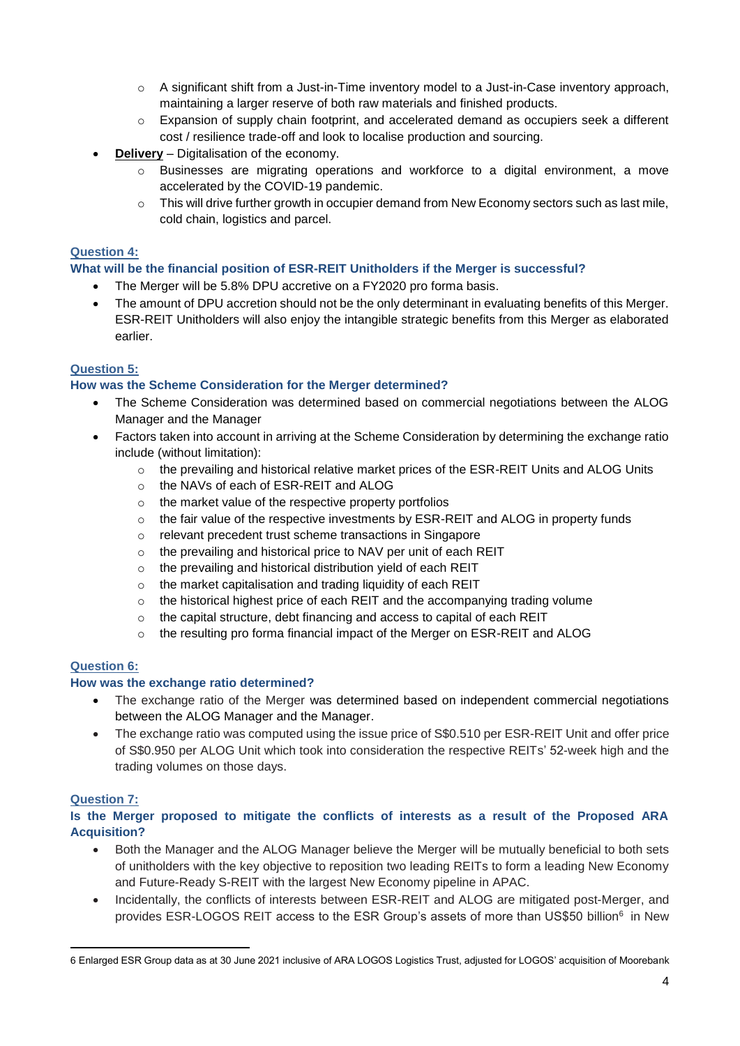- A significant shift from a Just-in-Time inventory model to a Just-in-Case inventory approach, maintaining a larger reserve of both raw materials and finished products.
  - Expansion of supply chain footprint, and accelerated demand as occupiers seek a different cost / resilience trade-off and look to localise production and sourcing.
- **Delivery** – Digitalisation of the economy.
  - Businesses are migrating operations and workforce to a digital environment, a move accelerated by the COVID-19 pandemic.
  - This will drive further growth in occupier demand from New Economy sectors such as last mile, cold chain, logistics and parcel.

**Question 4:**

**What will be the financial position of ESR-REIT Unitholders if the Merger is successful?**

- The Merger will be 5.8% DPU accretive on a FY2020 pro forma basis.
- The amount of DPU accretion should not be the only determinant in evaluating benefits of this Merger. ESR-REIT Unitholders will also enjoy the intangible strategic benefits from this Merger as elaborated earlier.

**Question 5:**

**How was the Scheme Consideration for the Merger determined?**

- The Scheme Consideration was determined based on commercial negotiations between the ALOG Manager and the Manager
- Factors taken into account in arriving at the Scheme Consideration by determining the exchange ratio include (without limitation):
  - the prevailing and historical relative market prices of the ESR-REIT Units and ALOG Units
  - the NAVs of each of ESR-REIT and ALOG
  - the market value of the respective property portfolios
  - the fair value of the respective investments by ESR-REIT and ALOG in property funds
  - relevant precedent trust scheme transactions in Singapore
  - the prevailing and historical price to NAV per unit of each REIT
  - the prevailing and historical distribution yield of each REIT
  - the market capitalisation and trading liquidity of each REIT
  - the historical highest price of each REIT and the accompanying trading volume
  - the capital structure, debt financing and access to capital of each REIT
  - the resulting pro forma financial impact of the Merger on ESR-REIT and ALOG

**Question 6:**

**How was the exchange ratio determined?**

- The exchange ratio of the Merger was determined based on independent commercial negotiations between the ALOG Manager and the Manager.
- The exchange ratio was computed using the issue price of S$0.510 per ESR-REIT Unit and offer price of S$0.950 per ALOG Unit which took into consideration the respective REITs' 52-week high and the trading volumes on those days.

**Question 7:**

**Is the Merger proposed to mitigate the conflicts of interests as a result of the Proposed ARA Acquisition?**

- Both the Manager and the ALOG Manager believe the Merger will be mutually beneficial to both sets of unitholders with the key objective to reposition two leading REITs to form a leading New Economy and Future-Ready S-REIT with the largest New Economy pipeline in APAC.
- Incidentally, the conflicts of interests between ESR-REIT and ALOG are mitigated post-Merger, and provides ESR-LOGOS REIT access to the ESR Group's assets of more than US$50 billion[6] in New

6 Enlarged ESR Group data as at 30 June 2021 inclusive of ARA LOGOS Logistics Trust, adjusted for LOGOS' acquisition of Moorebank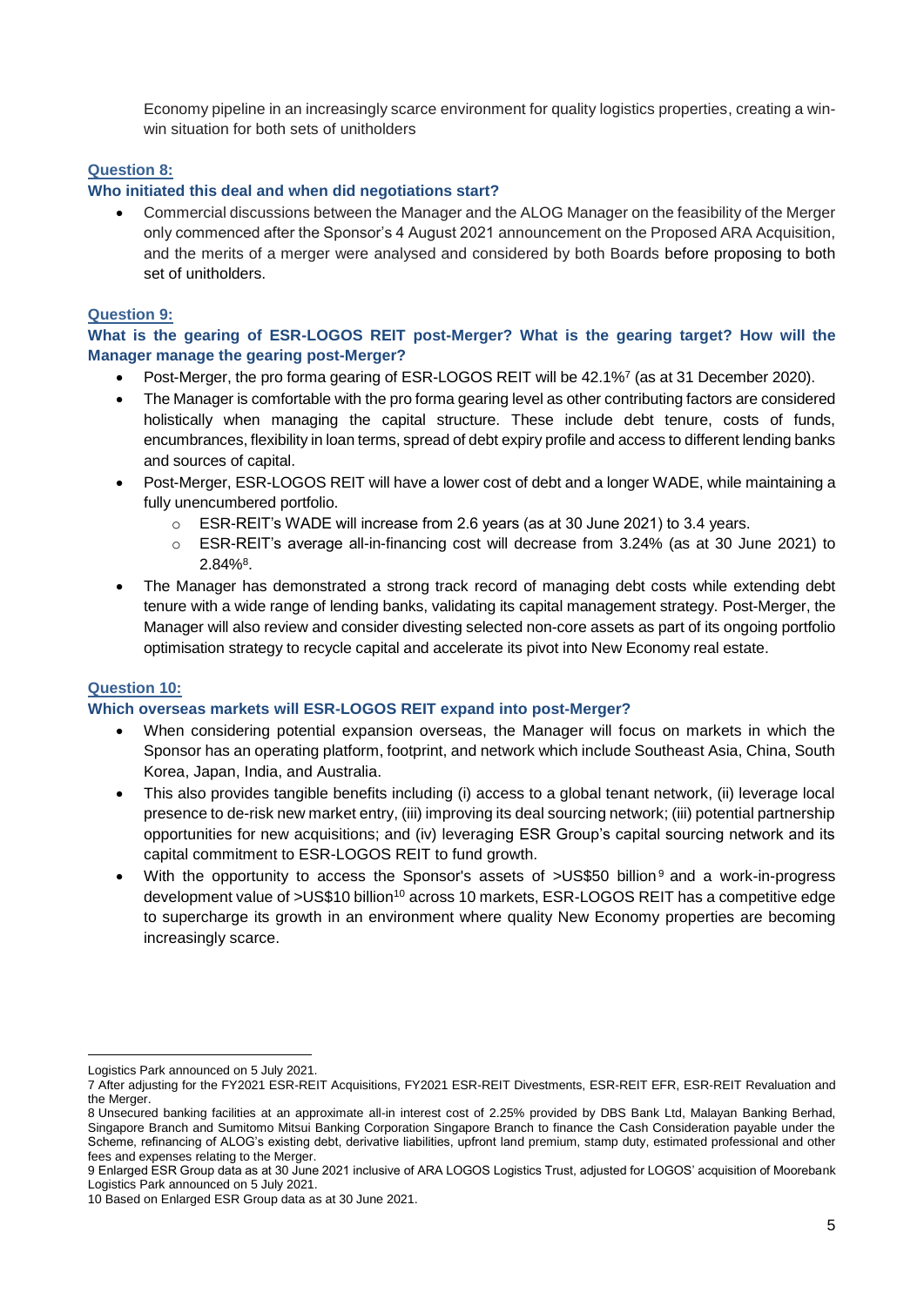Economy pipeline in an increasingly scarce environment for quality logistics properties, creating a win-win situation for both sets of unitholders

**Question 8:**

**Who initiated this deal and when did negotiations start?**

- Commercial discussions between the Manager and the ALOG Manager on the feasibility of the Merger only commenced after the Sponsor's 4 August 2021 announcement on the Proposed ARA Acquisition, and the merits of a merger were analysed and considered by both Boards before proposing to both set of unitholders.

**Question 9:**

**What is the gearing of ESR-LOGOS REIT post-Merger? What is the gearing target? How will the Manager manage the gearing post-Merger?**

- Post-Merger, the pro forma gearing of ESR-LOGOS REIT will be 42.1%[7] (as at 31 December 2020).
- The Manager is comfortable with the pro forma gearing level as other contributing factors are considered holistically when managing the capital structure. These include debt tenure, costs of funds, encumbrances, flexibility in loan terms, spread of debt expiry profile and access to different lending banks and sources of capital.
- Post-Merger, ESR-LOGOS REIT will have a lower cost of debt and a longer WADE, while maintaining a fully unencumbered portfolio.
  - ESR-REIT's WADE will increase from 2.6 years (as at 30 June 2021) to 3.4 years.
  - ESR-REIT's average all-in-financing cost will decrease from 3.24% (as at 30 June 2021) to 2.84%[8].
- The Manager has demonstrated a strong track record of managing debt costs while extending debt tenure with a wide range of lending banks, validating its capital management strategy. Post-Merger, the Manager will also review and consider divesting selected non-core assets as part of its ongoing portfolio optimisation strategy to recycle capital and accelerate its pivot into New Economy real estate.

**Question 10:**

**Which overseas markets will ESR-LOGOS REIT expand into post-Merger?**

- When considering potential expansion overseas, the Manager will focus on markets in which the Sponsor has an operating platform, footprint, and network which include Southeast Asia, China, South Korea, Japan, India, and Australia.
- This also provides tangible benefits including (i) access to a global tenant network, (ii) leverage local presence to de-risk new market entry, (iii) improving its deal sourcing network; (iii) potential partnership opportunities for new acquisitions; and (iv) leveraging ESR Group's capital sourcing network and its capital commitment to ESR-LOGOS REIT to fund growth.
- With the opportunity to access the Sponsor's assets of >US$50 billion[9] and a work-in-progress development value of >US$10 billion[10] across 10 markets, ESR-LOGOS REIT has a competitive edge to supercharge its growth in an environment where quality New Economy properties are becoming increasingly scarce.

---

Logistics Park announced on 5 July 2021.

7 After adjusting for the FY2021 ESR-REIT Acquisitions, FY2021 ESR-REIT Divestments, ESR-REIT EFR, ESR-REIT Revaluation and the Merger.

8 Unsecured banking facilities at an approximate all-in interest cost of 2.25% provided by DBS Bank Ltd, Malayan Banking Berhad, Singapore Branch and Sumitomo Mitsui Banking Corporation Singapore Branch to finance the Cash Consideration payable under the Scheme, refinancing of ALOG's existing debt, derivative liabilities, upfront land premium, stamp duty, estimated professional and other fees and expenses relating to the Merger.

9 Enlarged ESR Group data as at 30 June 2021 inclusive of ARA LOGOS Logistics Trust, adjusted for LOGOS' acquisition of Moorebank Logistics Park announced on 5 July 2021.

10 Based on Enlarged ESR Group data as at 30 June 2021.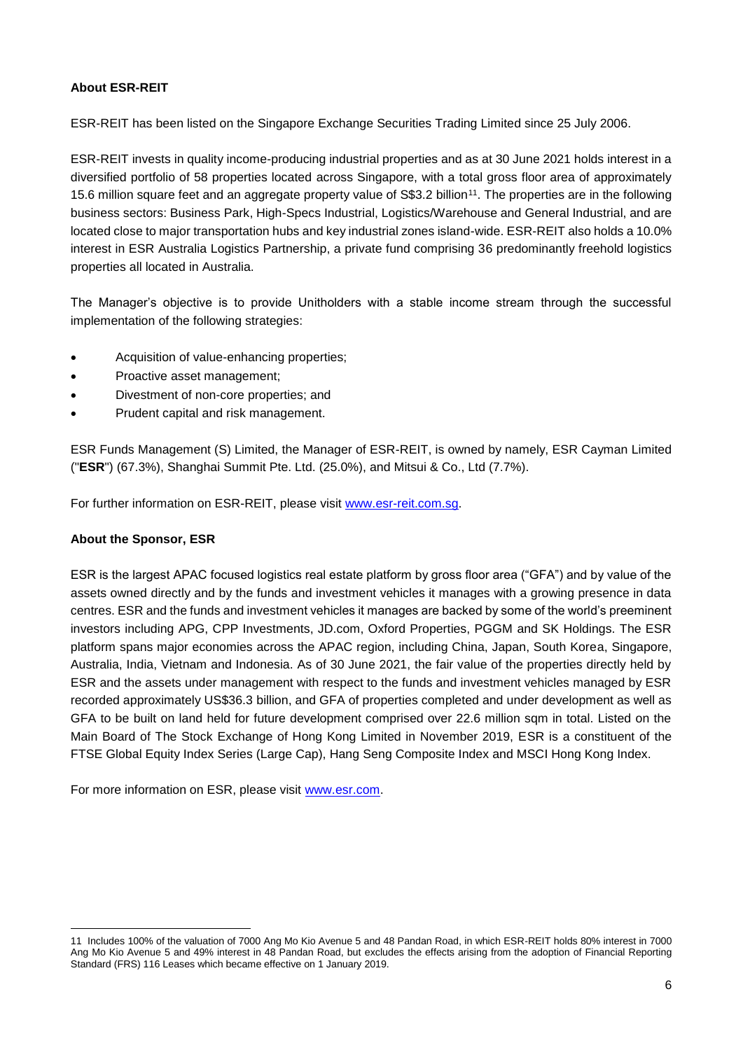**About ESR-REIT**

ESR-REIT has been listed on the Singapore Exchange Securities Trading Limited since 25 July 2006.

ESR-REIT invests in quality income-producing industrial properties and as at 30 June 2021 holds interest in a diversified portfolio of 58 properties located across Singapore, with a total gross floor area of approximately 15.6 million square feet and an aggregate property value of S$3.2 billion[11]. The properties are in the following business sectors: Business Park, High-Specs Industrial, Logistics/Warehouse and General Industrial, and are located close to major transportation hubs and key industrial zones island-wide. ESR-REIT also holds a 10.0% interest in ESR Australia Logistics Partnership, a private fund comprising 36 predominantly freehold logistics properties all located in Australia.

The Manager's objective is to provide Unitholders with a stable income stream through the successful implementation of the following strategies:

- Acquisition of value-enhancing properties;
- Proactive asset management;
- Divestment of non-core properties; and
- Prudent capital and risk management.

ESR Funds Management (S) Limited, the Manager of ESR-REIT, is owned by namely, ESR Cayman Limited ("**ESR**") (67.3%), Shanghai Summit Pte. Ltd. (25.0%), and Mitsui & Co., Ltd (7.7%).

For further information on ESR-REIT, please visit www.esr-reit.com.sg.

**About the Sponsor, ESR**

ESR is the largest APAC focused logistics real estate platform by gross floor area ("GFA") and by value of the assets owned directly and by the funds and investment vehicles it manages with a growing presence in data centres. ESR and the funds and investment vehicles it manages are backed by some of the world's preeminent investors including APG, CPP Investments, JD.com, Oxford Properties, PGGM and SK Holdings. The ESR platform spans major economies across the APAC region, including China, Japan, South Korea, Singapore, Australia, India, Vietnam and Indonesia. As of 30 June 2021, the fair value of the properties directly held by ESR and the assets under management with respect to the funds and investment vehicles managed by ESR recorded approximately US$36.3 billion, and GFA of properties completed and under development as well as GFA to be built on land held for future development comprised over 22.6 million sqm in total. Listed on the Main Board of The Stock Exchange of Hong Kong Limited in November 2019, ESR is a constituent of the FTSE Global Equity Index Series (Large Cap), Hang Seng Composite Index and MSCI Hong Kong Index.

For more information on ESR, please visit www.esr.com.

---

11 Includes 100% of the valuation of 7000 Ang Mo Kio Avenue 5 and 48 Pandan Road, in which ESR-REIT holds 80% interest in 7000 Ang Mo Kio Avenue 5 and 49% interest in 48 Pandan Road, but excludes the effects arising from the adoption of Financial Reporting Standard (FRS) 116 Leases which became effective on 1 January 2019.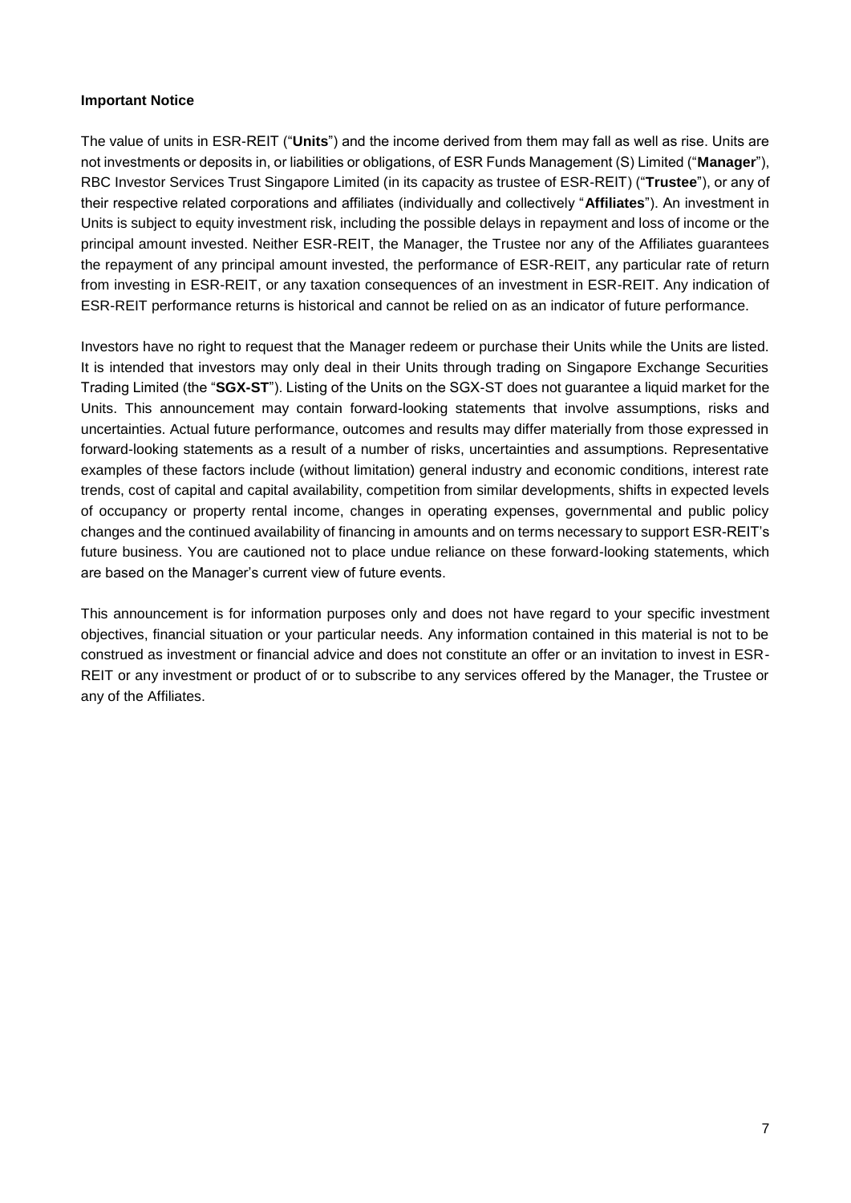**Important Notice**

The value of units in ESR-REIT ("**Units**") and the income derived from them may fall as well as rise. Units are not investments or deposits in, or liabilities or obligations, of ESR Funds Management (S) Limited ("**Manager**"), RBC Investor Services Trust Singapore Limited (in its capacity as trustee of ESR-REIT) ("**Trustee**"), or any of their respective related corporations and affiliates (individually and collectively "**Affiliates**"). An investment in Units is subject to equity investment risk, including the possible delays in repayment and loss of income or the principal amount invested. Neither ESR-REIT, the Manager, the Trustee nor any of the Affiliates guarantees the repayment of any principal amount invested, the performance of ESR-REIT, any particular rate of return from investing in ESR-REIT, or any taxation consequences of an investment in ESR-REIT. Any indication of ESR-REIT performance returns is historical and cannot be relied on as an indicator of future performance.

Investors have no right to request that the Manager redeem or purchase their Units while the Units are listed. It is intended that investors may only deal in their Units through trading on Singapore Exchange Securities Trading Limited (the "**SGX-ST**"). Listing of the Units on the SGX-ST does not guarantee a liquid market for the Units. This announcement may contain forward-looking statements that involve assumptions, risks and uncertainties. Actual future performance, outcomes and results may differ materially from those expressed in forward-looking statements as a result of a number of risks, uncertainties and assumptions. Representative examples of these factors include (without limitation) general industry and economic conditions, interest rate trends, cost of capital and capital availability, competition from similar developments, shifts in expected levels of occupancy or property rental income, changes in operating expenses, governmental and public policy changes and the continued availability of financing in amounts and on terms necessary to support ESR-REIT's future business. You are cautioned not to place undue reliance on these forward-looking statements, which are based on the Manager's current view of future events.

This announcement is for information purposes only and does not have regard to your specific investment objectives, financial situation or your particular needs. Any information contained in this material is not to be construed as investment or financial advice and does not constitute an offer or an invitation to invest in ESR-REIT or any investment or product of or to subscribe to any services offered by the Manager, the Trustee or any of the Affiliates.